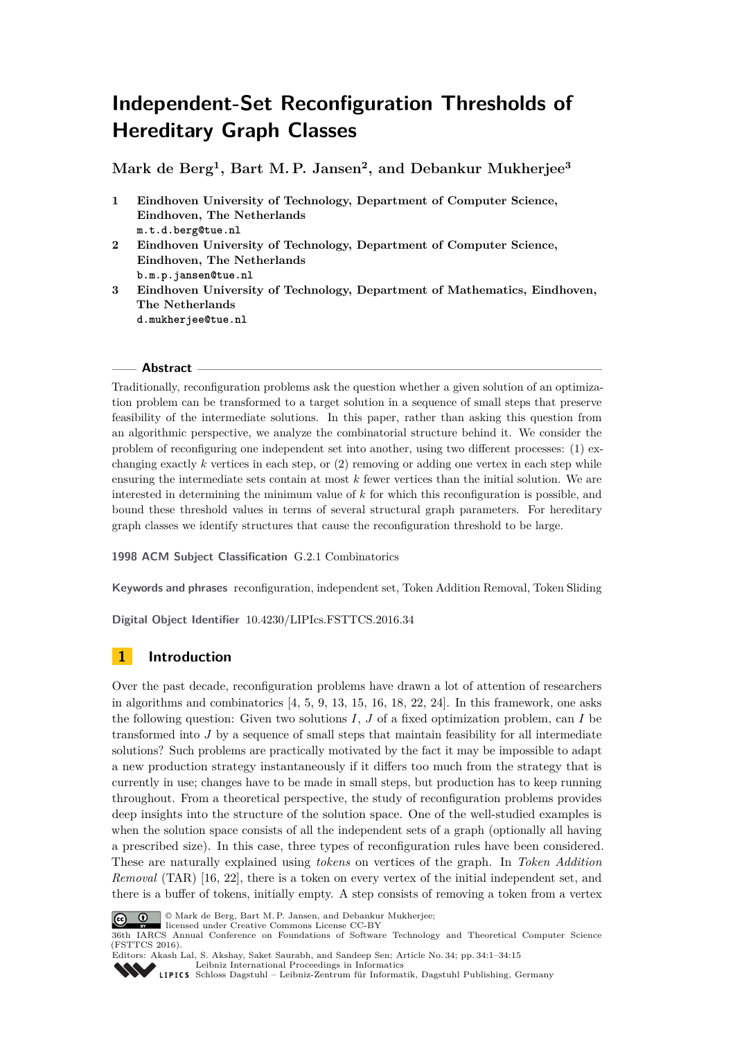# Independent-Set Reconfiguration Thresholds of Hereditary Graph Classes

**Mark de Berg[1], Bart M. P. Jansen[2], and Debankur Mukherjee[3]**

1 **Eindhoven University of Technology, Department of Computer Science, Eindhoven, The Netherlands**
m.t.d.berg@tue.nl

2 **Eindhoven University of Technology, Department of Computer Science, Eindhoven, The Netherlands**
b.m.p.jansen@tue.nl

3 **Eindhoven University of Technology, Department of Mathematics, Eindhoven, The Netherlands**
d.mukherjee@tue.nl

## Abstract

Traditionally, reconfiguration problems ask the question whether a given solution of an optimization problem can be transformed to a target solution in a sequence of small steps that preserve feasibility of the intermediate solutions. In this paper, rather than asking this question from an algorithmic perspective, we analyze the combinatorial structure behind it. We consider the problem of reconfiguring one independent set into another, using two different processes: (1) exchanging exactly $k$ vertices in each step, or (2) removing or adding one vertex in each step while ensuring the intermediate sets contain at most $k$ fewer vertices than the initial solution. We are interested in determining the minimum value of $k$ for which this reconfiguration is possible, and bound these threshold values in terms of several structural graph parameters. For hereditary graph classes we identify structures that cause the reconfiguration threshold to be large.

**1998 ACM Subject Classification** G.2.1 Combinatorics

**Keywords and phrases** reconfiguration, independent set, Token Addition Removal, Token Sliding

**Digital Object Identifier** 10.4230/LIPIcs.FSTTCS.2016.34

## 1 Introduction

Over the past decade, reconfiguration problems have drawn a lot of attention of researchers in algorithms and combinatorics [4, 5, 9, 13, 15, 16, 18, 22, 24]. In this framework, one asks the following question: Given two solutions $I$, $J$ of a fixed optimization problem, can $I$ be transformed into $J$ by a sequence of small steps that maintain feasibility for all intermediate solutions? Such problems are practically motivated by the fact it may be impossible to adapt a new production strategy instantaneously if it differs too much from the strategy that is currently in use; changes have to be made in small steps, but production has to keep running throughout. From a theoretical perspective, the study of reconfiguration problems provides deep insights into the structure of the solution space. One of the well-studied examples is when the solution space consists of all the independent sets of a graph (optionally all having a prescribed size). In this case, three types of reconfiguration rules have been considered. These are naturally explained using *tokens* on vertices of the graph. In *Token Addition Removal* (TAR) [16, 22], there is a token on every vertex of the initial independent set, and there is a buffer of tokens, initially empty. A step consists of removing a token from a vertex

© Mark de Berg, Bart M. P. Jansen, and Debankur Mukherjee;
licensed under Creative Commons License CC-BY
36th IARCS Annual Conference on Foundations of Software Technology and Theoretical Computer Science (FSTTCS 2016).
Editors: Akash Lal, S. Akshay, Saket Saurabh, and Sandeep Sen; Article No. 34; pp. 34:1–34:15
Leibniz International Proceedings in Informatics
Schloss Dagstuhl – Leibniz-Zentrum für Informatik, Dagstuhl Publishing, Germany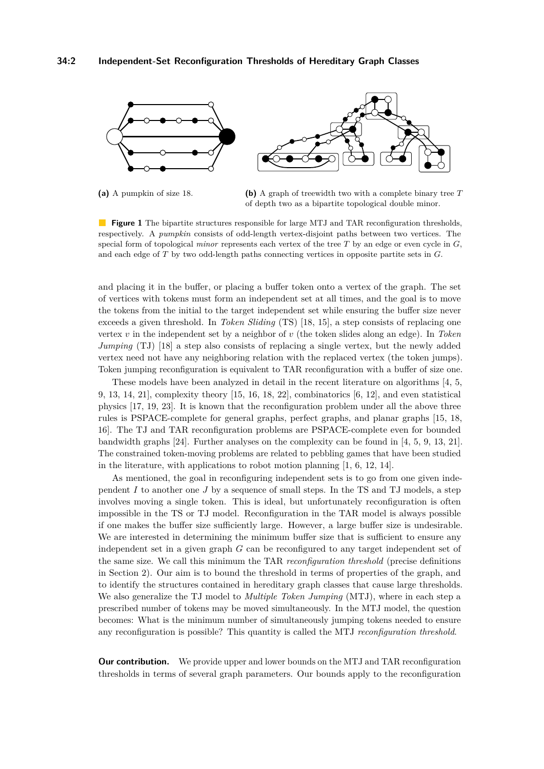(a) A pumpkin of size 18.

(b) A graph of treewidth two with a complete binary tree $T$ of depth two as a bipartite topological double minor.

**Figure 1** The bipartite structures responsible for large MTJ and TAR reconfiguration thresholds, respectively. A *pumpkin* consists of odd-length vertex-disjoint paths between two vertices. The special form of topological *minor* represents each vertex of the tree $T$ by an edge or even cycle in $G$, and each edge of $T$ by two odd-length paths connecting vertices in opposite partite sets in $G$.

and placing it in the buffer, or placing a buffer token onto a vertex of the graph. The set of vertices with tokens must form an independent set at all times, and the goal is to move the tokens from the initial to the target independent set while ensuring the buffer size never exceeds a given threshold. In *Token Sliding* (TS) [18, 15], a step consists of replacing one vertex $v$ in the independent set by a neighbor of $v$ (the token slides along an edge). In *Token Jumping* (TJ) [18] a step also consists of replacing a single vertex, but the newly added vertex need not have any neighboring relation with the replaced vertex (the token jumps). Token jumping reconfiguration is equivalent to TAR reconfiguration with a buffer of size one.

These models have been analyzed in detail in the recent literature on algorithms [4, 5, 9, 13, 14, 21], complexity theory [15, 16, 18, 22], combinatorics [6, 12], and even statistical physics [17, 19, 23]. It is known that the reconfiguration problem under all the above three rules is PSPACE-complete for general graphs, perfect graphs, and planar graphs [15, 18, 16]. The TJ and TAR reconfiguration problems are PSPACE-complete even for bounded bandwidth graphs [24]. Further analyses on the complexity can be found in [4, 5, 9, 13, 21]. The constrained token-moving problems are related to pebbling games that have been studied in the literature, with applications to robot motion planning [1, 6, 12, 14].

As mentioned, the goal in reconfiguring independent sets is to go from one given independent $I$ to another one $J$ by a sequence of small steps. In the TS and TJ models, a step involves moving a single token. This is ideal, but unfortunately reconfiguration is often impossible in the TS or TJ model. Reconfiguration in the TAR model is always possible if one makes the buffer size sufficiently large. However, a large buffer size is undesirable. We are interested in determining the minimum buffer size that is sufficient to ensure any independent set in a given graph $G$ can be reconfigured to any target independent set of the same size. We call this minimum the TAR *reconfiguration threshold* (precise definitions in Section 2). Our aim is to bound the threshold in terms of properties of the graph, and to identify the structures contained in hereditary graph classes that cause large thresholds. We also generalize the TJ model to *Multiple Token Jumping* (MTJ), where in each step a prescribed number of tokens may be moved simultaneously. In the MTJ model, the question becomes: What is the minimum number of simultaneously jumping tokens needed to ensure any reconfiguration is possible? This quantity is called the MTJ *reconfiguration threshold*.

**Our contribution.** We provide upper and lower bounds on the MTJ and TAR reconfiguration thresholds in terms of several graph parameters. Our bounds apply to the reconfiguration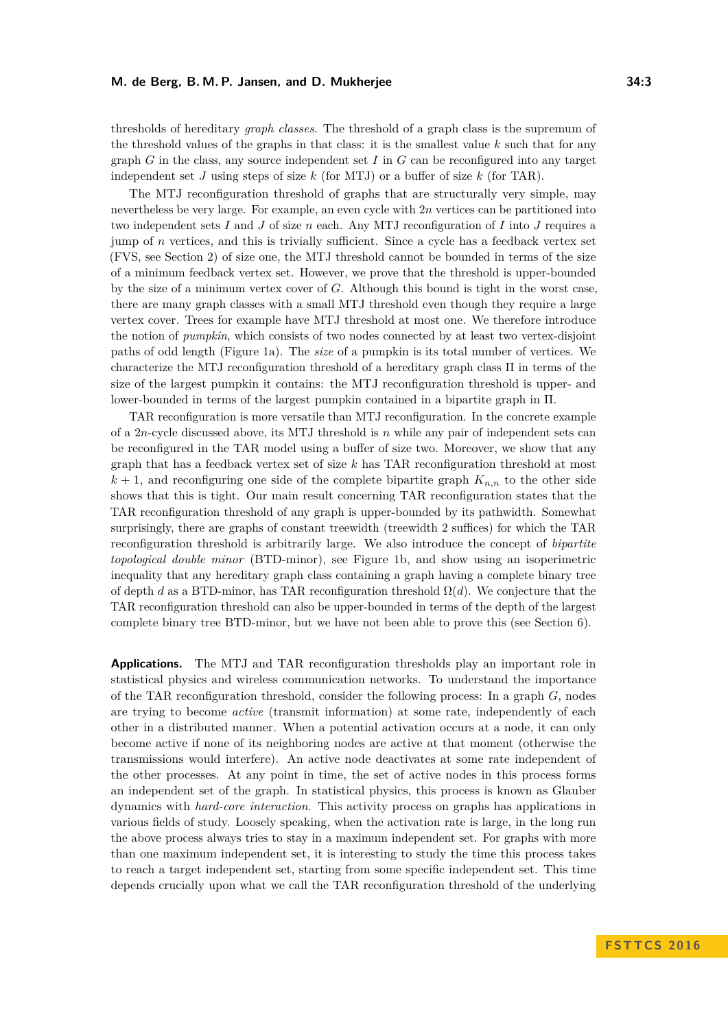thresholds of hereditary *graph classes*. The threshold of a graph class is the supremum of the threshold values of the graphs in that class: it is the smallest value $k$ such that for any graph $G$ in the class, any source independent set $I$ in $G$ can be reconfigured into any target independent set $J$ using steps of size $k$ (for MTJ) or a buffer of size $k$ (for TAR).

The MTJ reconfiguration threshold of graphs that are structurally very simple, may nevertheless be very large. For example, an even cycle with $2n$ vertices can be partitioned into two independent sets $I$ and $J$ of size $n$ each. Any MTJ reconfiguration of $I$ into $J$ requires a jump of $n$ vertices, and this is trivially sufficient. Since a cycle has a feedback vertex set (FVS, see Section 2) of size one, the MTJ threshold cannot be bounded in terms of the size of a minimum feedback vertex set. However, we prove that the threshold is upper-bounded by the size of a minimum vertex cover of $G$. Although this bound is tight in the worst case, there are many graph classes with a small MTJ threshold even though they require a large vertex cover. Trees for example have MTJ threshold at most one. We therefore introduce the notion of *pumpkin*, which consists of two nodes connected by at least two vertex-disjoint paths of odd length (Figure 1a). The *size* of a pumpkin is its total number of vertices. We characterize the MTJ reconfiguration threshold of a hereditary graph class $\Pi$ in terms of the size of the largest pumpkin it contains: the MTJ reconfiguration threshold is upper- and lower-bounded in terms of the largest pumpkin contained in a bipartite graph in $\Pi$.

TAR reconfiguration is more versatile than MTJ reconfiguration. In the concrete example of a $2n$-cycle discussed above, its MTJ threshold is $n$ while any pair of independent sets can be reconfigured in the TAR model using a buffer of size two. Moreover, we show that any graph that has a feedback vertex set of size $k$ has TAR reconfiguration threshold at most $k+1$, and reconfiguring one side of the complete bipartite graph $K_{n,n}$ to the other side shows that this is tight. Our main result concerning TAR reconfiguration states that the TAR reconfiguration threshold of any graph is upper-bounded by its pathwidth. Somewhat surprisingly, there are graphs of constant treewidth (treewidth 2 suffices) for which the TAR reconfiguration threshold is arbitrarily large. We also introduce the concept of *bipartite topological double minor* (BTD-minor), see Figure 1b, and show using an isoperimetric inequality that any hereditary graph class containing a graph having a complete binary tree of depth $d$ as a BTD-minor, has TAR reconfiguration threshold $\Omega(d)$. We conjecture that the TAR reconfiguration threshold can also be upper-bounded in terms of the depth of the largest complete binary tree BTD-minor, but we have not been able to prove this (see Section 6).

**Applications.** The MTJ and TAR reconfiguration thresholds play an important role in statistical physics and wireless communication networks. To understand the importance of the TAR reconfiguration threshold, consider the following process: In a graph $G$, nodes are trying to become *active* (transmit information) at some rate, independently of each other in a distributed manner. When a potential activation occurs at a node, it can only become active if none of its neighboring nodes are active at that moment (otherwise the transmissions would interfere). An active node deactivates at some rate independent of the other processes. At any point in time, the set of active nodes in this process forms an independent set of the graph. In statistical physics, this process is known as Glauber dynamics with *hard-core interaction*. This activity process on graphs has applications in various fields of study. Loosely speaking, when the activation rate is large, in the long run the above process always tries to stay in a maximum independent set. For graphs with more than one maximum independent set, it is interesting to study the time this process takes to reach a target independent set, starting from some specific independent set. This time depends crucially upon what we call the TAR reconfiguration threshold of the underlying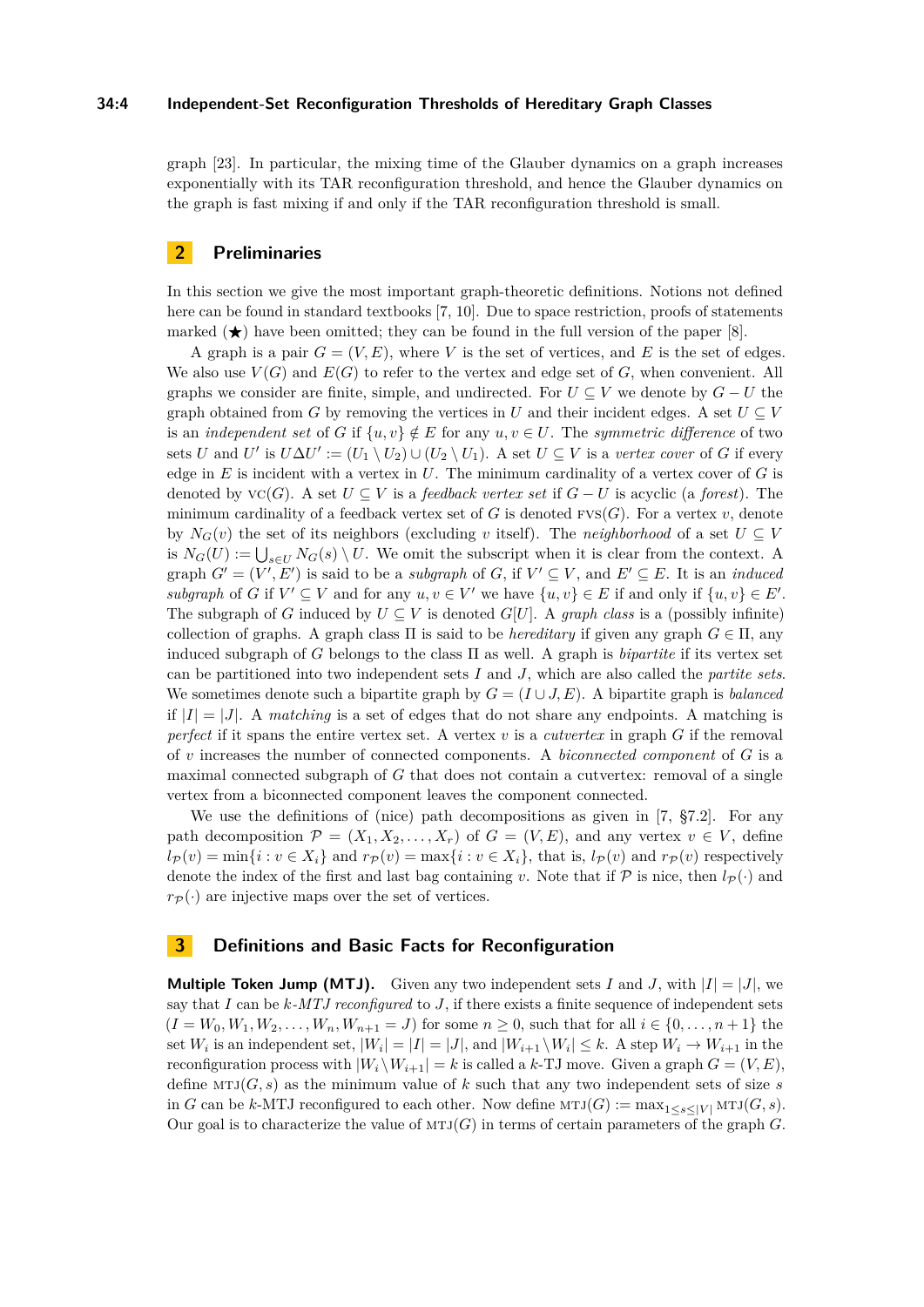graph [23]. In particular, the mixing time of the Glauber dynamics on a graph increases exponentially with its TAR reconfiguration threshold, and hence the Glauber dynamics on the graph is fast mixing if and only if the TAR reconfiguration threshold is small.

## 2 Preliminaries

In this section we give the most important graph-theoretic definitions. Notions not defined here can be found in standard textbooks [7, 10]. Due to space restriction, proofs of statements marked (★) have been omitted; they can be found in the full version of the paper [8].

A graph is a pair $G = (V, E)$, where $V$ is the set of vertices, and $E$ is the set of edges. We also use $V(G)$ and $E(G)$ to refer to the vertex and edge set of $G$, when convenient. All graphs we consider are finite, simple, and undirected. For $U \subseteq V$ we denote by $G - U$ the graph obtained from $G$ by removing the vertices in $U$ and their incident edges. A set $U \subseteq V$ is an *independent set* of $G$ if $\{u, v\} \notin E$ for any $u, v \in U$. The *symmetric difference* of two sets $U$ and $U'$ is $U \Delta U' := (U_1 \setminus U_2) \cup (U_2 \setminus U_1)$. A set $U \subseteq V$ is a *vertex cover* of $G$ if every edge in $E$ is incident with a vertex in $U$. The minimum cardinality of a vertex cover of $G$ is denoted by $\textsc{vc}(G)$. A set $U \subseteq V$ is a *feedback vertex set* if $G - U$ is acyclic (a *forest*). The minimum cardinality of a feedback vertex set of $G$ is denoted $\textsc{fvs}(G)$. For a vertex $v$, denote by $N_G(v)$ the set of its neighbors (excluding $v$ itself). The *neighborhood* of a set $U \subseteq V$ is $N_G(U) := \bigcup_{s \in U} N_G(s) \setminus U$. We omit the subscript when it is clear from the context. A graph $G' = (V', E')$ is said to be a *subgraph* of $G$, if $V' \subseteq V$, and $E' \subseteq E$. It is an *induced subgraph* of $G$ if $V' \subseteq V$ and for any $u, v \in V'$ we have $\{u, v\} \in E$ if and only if $\{u, v\} \in E'$. The subgraph of $G$ induced by $U \subseteq V$ is denoted $G[U]$. A *graph class* is a (possibly infinite) collection of graphs. A graph class $\Pi$ is said to be *hereditary* if given any graph $G \in \Pi$, any induced subgraph of $G$ belongs to the class $\Pi$ as well. A graph is *bipartite* if its vertex set can be partitioned into two independent sets $I$ and $J$, which are also called the *partite sets*. We sometimes denote such a bipartite graph by $G = (I \cup J, E)$. A bipartite graph is *balanced* if $|I| = |J|$. A *matching* is a set of edges that do not share any endpoints. A matching is *perfect* if it spans the entire vertex set. A vertex $v$ is a *cutvertex* in graph $G$ if the removal of $v$ increases the number of connected components. A *biconnected component* $G$ is a maximal connected subgraph of $G$ that does not contain a cutvertex: removal of a single vertex from a biconnected component leaves the component connected.

We use the definitions of (nice) path decompositions as given in [7, §7.2]. For any path decomposition $\mathcal{P} = (X_1, X_2, \ldots, X_r)$ of $G = (V, E)$, and any vertex $v \in V$, define $l_{\mathcal{P}}(v) = \min\{i : v \in X_i\}$ and $r_{\mathcal{P}}(v) = \max\{i : v \in X_i\}$, that is, $l_{\mathcal{P}}(v)$ and $r_{\mathcal{P}}(v)$ respectively denote the index of the first and last bag containing $v$. Note that if $\mathcal{P}$ is nice, then $l_{\mathcal{P}}(\cdot)$ and $r_{\mathcal{P}}(\cdot)$ are injective maps over the set of vertices.

## 3 Definitions and Basic Facts for Reconfiguration

**Multiple Token Jump (MTJ).** Given any two independent sets $I$ and $J$, with $|I| = |J|$, we say that $I$ can be *$k$-MTJ reconfigured* to $J$, if there exists a finite sequence of independent sets $(I = W_0, W_1, W_2, \ldots, W_n, W_{n+1} = J)$ for some $n \geq 0$, such that for all $i \in \{0, \ldots, n+1\}$ the set $W_i$ is an independent set, $|W_i| = |I| = |J|$, and $|W_{i+1} \setminus W_i| \leq k$. A step $W_i \to W_{i+1}$ in the reconfiguration process with $|W_i \setminus W_{i+1}| = k$ is called a $k$-TJ move. Given a graph $G = (V, E)$, define $\textsc{mtj}(G, s)$ as the minimum value of $k$ such that any two independent sets of size $s$ in $G$ can be $k$-MTJ reconfigured to each other. Now define $\textsc{mtj}(G) := \max_{1 \leq s \leq |V|} \textsc{mtj}(G, s)$. Our goal is to characterize the value of $\textsc{mtj}(G)$ in terms of certain parameters of the graph $G$.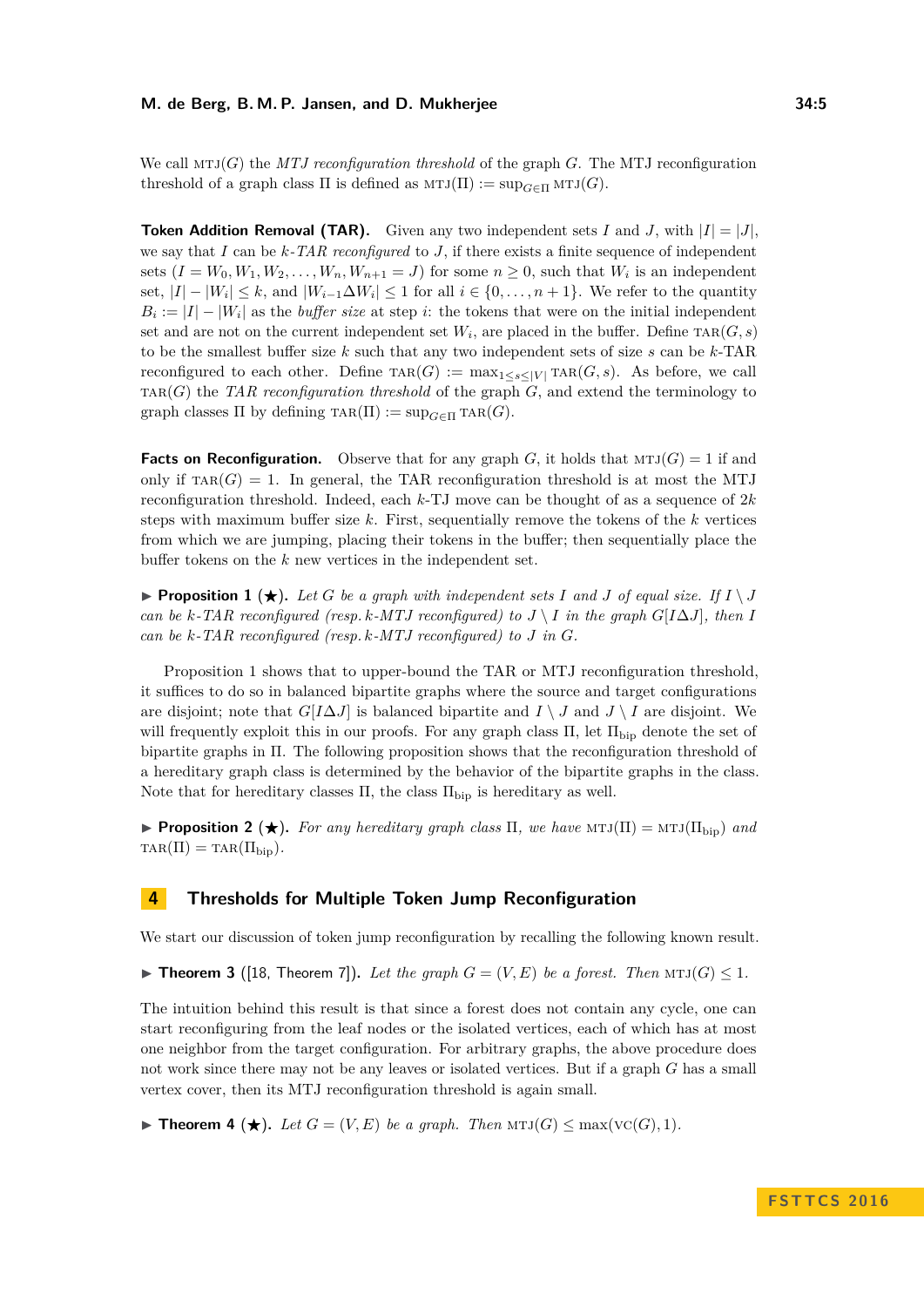We call $\text{MTJ}(G)$ the *MTJ reconfiguration threshold* of the graph $G$. The MTJ reconfiguration threshold of a graph class $\Pi$ is defined as $\text{MTJ}(\Pi) := \sup_{G \in \Pi} \text{MTJ}(G)$.

**Token Addition Removal (TAR).** Given any two independent sets $I$ and $J$, with $|I| = |J|$, we say that $I$ can be $k$-*TAR reconfigured* to $J$, if there exists a finite sequence of independent sets $(I = W_0, W_1, W_2, \ldots, W_n, W_{n+1} = J)$ for some $n \geq 0$, such that $W_i$ is an independent set, $|I| - |W_i| \leq k$, and $|W_{i-1} \Delta W_i| \leq 1$ for all $i \in \{0, \ldots, n+1\}$. We refer to the quantity $B_i := |I| - |W_i|$ as the *buffer size* at step $i$: the tokens that were on the initial independent set and are not on the current independent set $W_i$, are placed in the buffer. Define $\text{TAR}(G, s)$ to be the smallest buffer size $k$ such that any two independent sets of size $s$ can be $k$-TAR reconfigured to each other. Define $\text{TAR}(G) := \max_{1 \leq s \leq |V|} \text{TAR}(G, s)$. As before, we call $\text{TAR}(G)$ the *TAR reconfiguration threshold* of the graph $G$, and extend the terminology to graph classes $\Pi$ by defining $\text{TAR}(\Pi) := \sup_{G \in \Pi} \text{TAR}(G)$.

**Facts on Reconfiguration.** Observe that for any graph $G$, it holds that $\text{MTJ}(G) = 1$ if and only if $\text{TAR}(G) = 1$. In general, the TAR reconfiguration threshold is at most the MTJ reconfiguration threshold. Indeed, each $k$-TJ move can be thought of as a sequence of $2k$ steps with maximum buffer size $k$. First, sequentially remove the tokens of the $k$ vertices from which we are jumping, placing their tokens in the buffer; then sequentially place the buffer tokens on the $k$ new vertices in the independent set.

▶ **Proposition 1** (★). *Let $G$ be a graph with independent sets $I$ and $J$ of equal size. If $I \setminus J$ can be $k$-TAR reconfigured (resp. $k$-MTJ reconfigured) to $J \setminus I$ in the graph $G[I \Delta J]$, then $I$ can be $k$-TAR reconfigured (resp. $k$-MTJ reconfigured) to $J$ in $G$.*

Proposition 1 shows that to upper-bound the TAR or MTJ reconfiguration threshold, it suffices to do so in balanced bipartite graphs where the source and target configurations are disjoint; note that $G[I \Delta J]$ is balanced bipartite and $I \setminus J$ and $J \setminus I$ are disjoint. We will frequently exploit this in our proofs. For any graph class $\Pi$, let $\Pi_{\text{bip}}$ denote the set of bipartite graphs in $\Pi$. The following proposition shows that the reconfiguration threshold of a hereditary graph class is determined by the behavior of the bipartite graphs in the class. Note that for hereditary classes $\Pi$, the class $\Pi_{\text{bip}}$ is hereditary as well.

▶ **Proposition 2** (★). *For any hereditary graph class $\Pi$, we have $\text{MTJ}(\Pi) = \text{MTJ}(\Pi_{\text{bip}})$ and $\text{TAR}(\Pi) = \text{TAR}(\Pi_{\text{bip}})$.*

## 4 Thresholds for Multiple Token Jump Reconfiguration

We start our discussion of token jump reconfiguration by recalling the following known result.

▶ **Theorem 3** ([18, Theorem 7]). *Let the graph $G = (V, E)$ be a forest. Then $\text{MTJ}(G) \leq 1$.*

The intuition behind this result is that since a forest does not contain any cycle, one can start reconfiguring from the leaf nodes or the isolated vertices, each of which has at most one neighbor from the target configuration. For arbitrary graphs, the above procedure does not work since there may not be any leaves or isolated vertices. But if a graph $G$ has a small vertex cover, then its MTJ reconfiguration threshold is again small.

▶ **Theorem 4** (★). *Let $G = (V, E)$ be a graph. Then $\text{MTJ}(G) \leq \max(\text{VC}(G), 1)$.*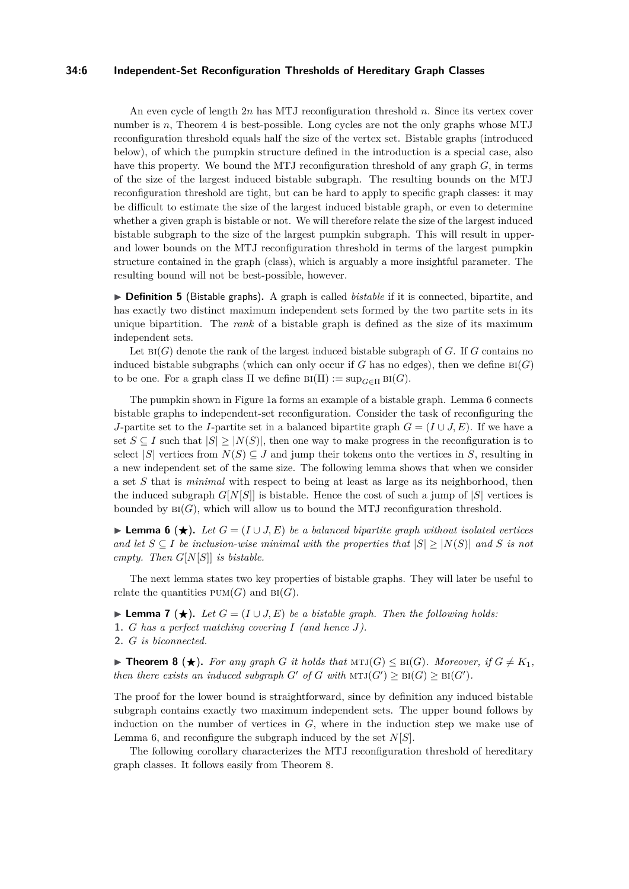An even cycle of length $2n$ has MTJ reconfiguration threshold $n$. Since its vertex cover number is $n$, Theorem 4 is best-possible. Long cycles are not the only graphs whose MTJ reconfiguration threshold equals half the size of the vertex set. Bistable graphs (introduced below), of which the pumpkin structure defined in the introduction is a special case, also have this property. We bound the MTJ reconfiguration threshold of any graph $G$, in terms of the size of the largest induced bistable subgraph. The resulting bounds on the MTJ reconfiguration threshold are tight, but can be hard to apply to specific graph classes: it may be difficult to estimate the size of the largest induced bistable graph, or even to determine whether a given graph is bistable or not. We will therefore relate the size of the largest induced bistable subgraph to the size of the largest pumpkin subgraph. This will result in upper- and lower bounds on the MTJ reconfiguration threshold in terms of the largest pumpkin structure contained in the graph (class), which is arguably a more insightful parameter. The resulting bound will not be best-possible, however.

▶ **Definition 5** (Bistable graphs)**.** A graph is called *bistable* if it is connected, bipartite, and has exactly two distinct maximum independent sets formed by the two partite sets in its unique bipartition. The *rank* of a bistable graph is defined as the size of its maximum independent sets.

Let $\text{BI}(G)$ denote the rank of the largest induced bistable subgraph of $G$. If $G$ contains no induced bistable subgraphs (which can only occur if $G$ has no edges), then we define $\text{BI}(G)$ to be one. For a graph class $\Pi$ we define $\text{BI}(\Pi) := \sup_{G \in \Pi} \text{BI}(G)$.

The pumpkin shown in Figure 1a forms an example of a bistable graph. Lemma 6 connects bistable graphs to independent-set reconfiguration. Consider the task of reconfiguring the $J$-partite set to the $I$-partite set in a balanced bipartite graph $G = (I \cup J, E)$. If we have a set $S \subseteq I$ such that $|S| \geq |N(S)|$, then one way to make progress in the reconfiguration is to select $|S|$ vertices from $N(S) \subseteq J$ and jump their tokens onto the vertices in $S$, resulting in a new independent set of the same size. The following lemma shows that when we consider a set $S$ that is *minimal* with respect to being at least as large as its neighborhood, then the induced subgraph $G[N[S]]$ is bistable. Hence the cost of such a jump of $|S|$ vertices is bounded by $\text{BI}(G)$, which will allow us to bound the MTJ reconfiguration threshold.

▶ **Lemma 6** (★)**.** *Let $G = (I \cup J, E)$ be a balanced bipartite graph without isolated vertices and let $S \subseteq I$ be inclusion-wise minimal with the properties that $|S| \geq |N(S)|$ and $S$ is not empty. Then $G[N[S]]$ is bistable.*

The next lemma states two key properties of bistable graphs. They will later be useful to relate the quantities $\text{PUM}(G)$ and $\text{BI}(G)$.

▶ **Lemma 7** (★)**.** *Let $G = (I \cup J, E)$ be a bistable graph. Then the following holds:*

1. *$G$ has a perfect matching covering $I$ (and hence $J$).*
2. *$G$ is biconnected.*

▶ **Theorem 8** (★)**.** *For any graph $G$ it holds that $\text{MTJ}(G) \leq \text{BI}(G)$. Moreover, if $G \neq K_1$, then there exists an induced subgraph $G'$ of $G$ with $\text{MTJ}(G') \geq \text{BI}(G) \geq \text{BI}(G')$.*

The proof for the lower bound is straightforward, since by definition any induced bistable subgraph contains exactly two maximum independent sets. The upper bound follows by induction on the number of vertices in $G$, where in the induction step we make use of Lemma 6, and reconfigure the subgraph induced by the set $N[S]$.

The following corollary characterizes the MTJ reconfiguration threshold of hereditary graph classes. It follows easily from Theorem 8.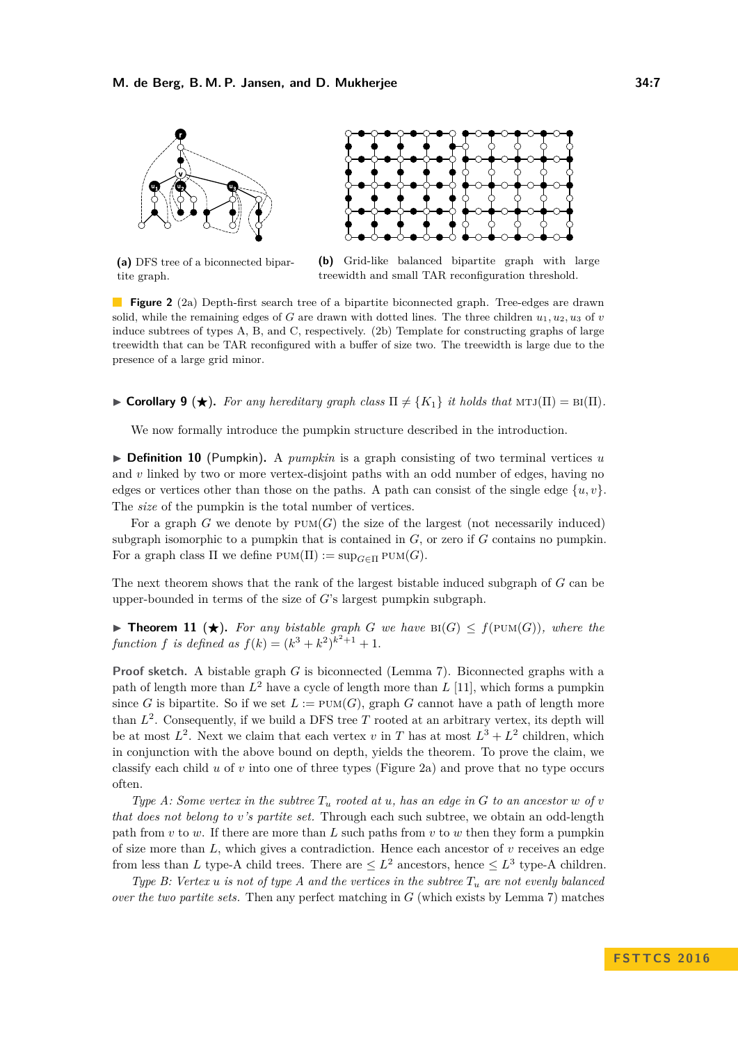**(a)** DFS tree of a biconnected bipartite graph.

**(b)** Grid-like balanced bipartite graph with large treewidth and small TAR reconfiguration threshold.

**Figure 2** (2a) Depth-first search tree of a bipartite biconnected graph. Tree-edges are drawn solid, while the remaining edges of $G$ are drawn with dotted lines. The three children $u_1, u_2, u_3$ of $v$ induce subtrees of types A, B, and C, respectively. (2b) Template for constructing graphs of large treewidth that can be TAR reconfigured with a buffer of size two. The treewidth is large due to the presence of a large grid minor.

▶ **Corollary 9** (★). *For any hereditary graph class $\Pi \neq \{K_1\}$ it holds that* $\text{MTJ}(\Pi) = \text{BI}(\Pi)$.

We now formally introduce the pumpkin structure described in the introduction.

▶ **Definition 10** (Pumpkin). A *pumpkin* is a graph consisting of two terminal vertices $u$ and $v$ linked by two or more vertex-disjoint paths with an odd number of edges, having no edges or vertices other than those on the paths. A path can consist of the single edge $\{u, v\}$. The *size* of the pumpkin is the total number of vertices.

For a graph $G$ we denote by $\text{PUM}(G)$ the size of the largest (not necessarily induced) subgraph isomorphic to a pumpkin that is contained in $G$, or zero if $G$ contains no pumpkin. For a graph class $\Pi$ we define $\text{PUM}(\Pi) := \sup_{G \in \Pi} \text{PUM}(G)$.

The next theorem shows that the rank of the largest bistable induced subgraph of $G$ can be upper-bounded in terms of the size of $G$'s largest pumpkin subgraph.

▶ **Theorem 11** (★). *For any bistable graph $G$ we have $\text{BI}(G) \leq f(\text{PUM}(G))$, where the function $f$ is defined as $f(k) = (k^3 + k^2)^{k^2+1} + 1$.*

**Proof sketch.** A bistable graph $G$ is biconnected (Lemma 7). Biconnected graphs with a path of length more than $L^2$ have a cycle of length more than $L$ [11], which forms a pumpkin since $G$ is bipartite. So if we set $L := \text{PUM}(G)$, graph $G$ cannot have a path of length more than $L^2$. Consequently, if we build a DFS tree $T$ rooted at an arbitrary vertex, its depth will be at most $L^2$. Next we claim that each vertex $v$ in $T$ has at most $L^3 + L^2$ children, which in conjunction with the above bound on depth, yields the theorem. To prove the claim, we classify each child $u$ of $v$ into one of three types (Figure 2a) and prove that no type occurs often.

*Type A: Some vertex in the subtree $T_u$ rooted at $u$, has an edge in $G$ to an ancestor $w$ of $v$ that does not belong to $v$'s partite set.* Through each such subtree, we obtain an odd-length path from $v$ to $w$. If there are more than $L$ such paths from $v$ to $w$ then they form a pumpkin of size more than $L$, which gives a contradiction. Hence each ancestor of $v$ receives an edge from less than $L$ type-A child trees. There are $\leq L^2$ ancestors, hence $\leq L^3$ type-A children.

*Type B: Vertex $u$ is not of type A and the vertices in the subtree $T_u$ are not evenly balanced over the two partite sets.* Then any perfect matching in $G$ (which exists by Lemma 7) matches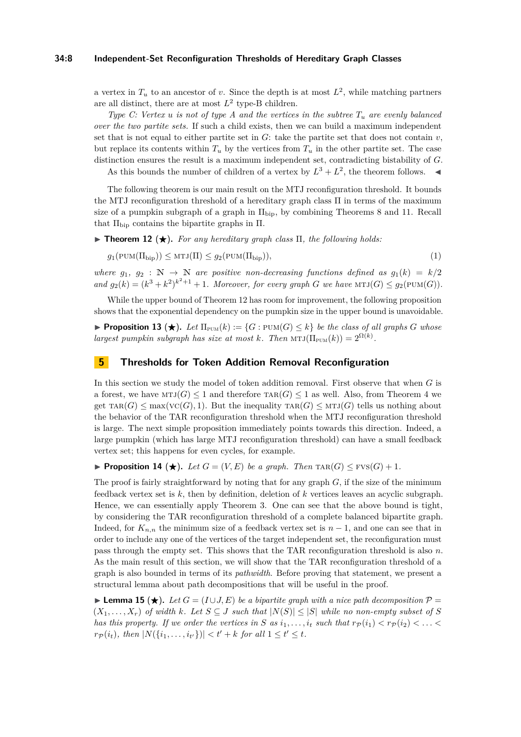a vertex in $T_u$ to an ancestor of $v$. Since the depth is at most $L^2$, while matching partners are all distinct, there are at most $L^2$ type-B children.

*Type C: Vertex $u$ is not of type A and the vertices in the subtree $T_u$ are evenly balanced over the two partite sets.* If such a child exists, then we can build a maximum independent set that is not equal to either partite set in $G$: take the partite set that does not contain $v$, but replace its contents within $T_u$ by the vertices from $T_u$ in the other partite set. The case distinction ensures the result is a maximum independent set, contradicting bistability of $G$.

As this bounds the number of children of a vertex by $L^3 + L^2$, the theorem follows. ◀

The following theorem is our main result on the MTJ reconfiguration threshold. It bounds the MTJ reconfiguration threshold of a hereditary graph class $\Pi$ in terms of the maximum size of a pumpkin subgraph of a graph in $\Pi_{\text{bip}}$, by combining Theorems 8 and 11. Recall that $\Pi_{\text{bip}}$ contains the bipartite graphs in $\Pi$.

▶ **Theorem 12 (★).** *For any hereditary graph class $\Pi$, the following holds:*

$$g_1(\text{PUM}(\Pi_{\text{bip}})) \leq \text{MTJ}(\Pi) \leq g_2(\text{PUM}(\Pi_{\text{bip}})), \tag{1}$$

*where $g_1$, $g_2 : \mathbb{N} \to \mathbb{N}$ are positive non-decreasing functions defined as $g_1(k) = k/2$ and $g_2(k) = (k^3 + k^2)^{k^2+1} + 1$. Moreover, for every graph $G$ we have $\text{MTJ}(G) \leq g_2(\text{PUM}(G))$.*

While the upper bound of Theorem 12 has room for improvement, the following proposition shows that the exponential dependency on the pumpkin size in the upper bound is unavoidable.

▶ **Proposition 13 (★).** *Let $\Pi_{\text{PUM}}(k) := \{G : \text{PUM}(G) \leq k\}$ be the class of all graphs $G$ whose largest pumpkin subgraph has size at most $k$. Then $\text{MTJ}(\Pi_{\text{PUM}}(k)) = 2^{\Omega(k)}$.*

## 5 Thresholds for Token Addition Removal Reconfiguration

In this section we study the model of token addition removal. First observe that when $G$ is a forest, we have $\text{MTJ}(G) \leq 1$ and therefore $\text{TAR}(G) \leq 1$ as well. Also, from Theorem 4 we get $\text{TAR}(G) \leq \max(\text{VC}(G), 1)$. But the inequality $\text{TAR}(G) \leq \text{MTJ}(G)$ tells us nothing about the behavior of the TAR reconfiguration threshold when the MTJ reconfiguration threshold is large. The next simple proposition immediately points towards this direction. Indeed, a large pumpkin (which has large MTJ reconfiguration threshold) can have a small feedback vertex set; this happens for even cycles, for example.

▶ **Proposition 14 (★).** *Let $G = (V, E)$ be a graph. Then $\text{TAR}(G) \leq \text{FVS}(G) + 1$.*

The proof is fairly straightforward by noting that for any graph $G$, if the size of the minimum feedback vertex set is $k$, then by definition, deletion of $k$ vertices leaves an acyclic subgraph. Hence, we can essentially apply Theorem 3. One can see that the above bound is tight, by considering the TAR reconfiguration threshold of a complete balanced bipartite graph. Indeed, for $K_{n,n}$ the minimum size of a feedback vertex set is $n - 1$, and one can see that in order to include any one of the vertices of the target independent set, the reconfiguration must pass through the empty set. This shows that the TAR reconfiguration threshold is also $n$. As the main result of this section, we will show that the TAR reconfiguration threshold of a graph is also bounded in terms of its *pathwidth*. Before proving that statement, we present a structural lemma about path decompositions that will be useful in the proof.

▶ **Lemma 15 (★).** *Let $G = (I \cup J, E)$ be a bipartite graph with a nice path decomposition $\mathcal{P} = (X_1, \ldots, X_r)$ of width $k$. Let $S \subseteq J$ such that $|N(S)| \leq |S|$ while no non-empty subset of $S$ has this property. If we order the vertices in $S$ as $i_1, \ldots, i_t$ such that $r_{\mathcal{P}}(i_1) < r_{\mathcal{P}}(i_2) < \ldots < r_{\mathcal{P}}(i_t)$, then $|N(\{i_1, \ldots, i_{t'}\})| < t' + k$ for all $1 \leq t' \leq t$.*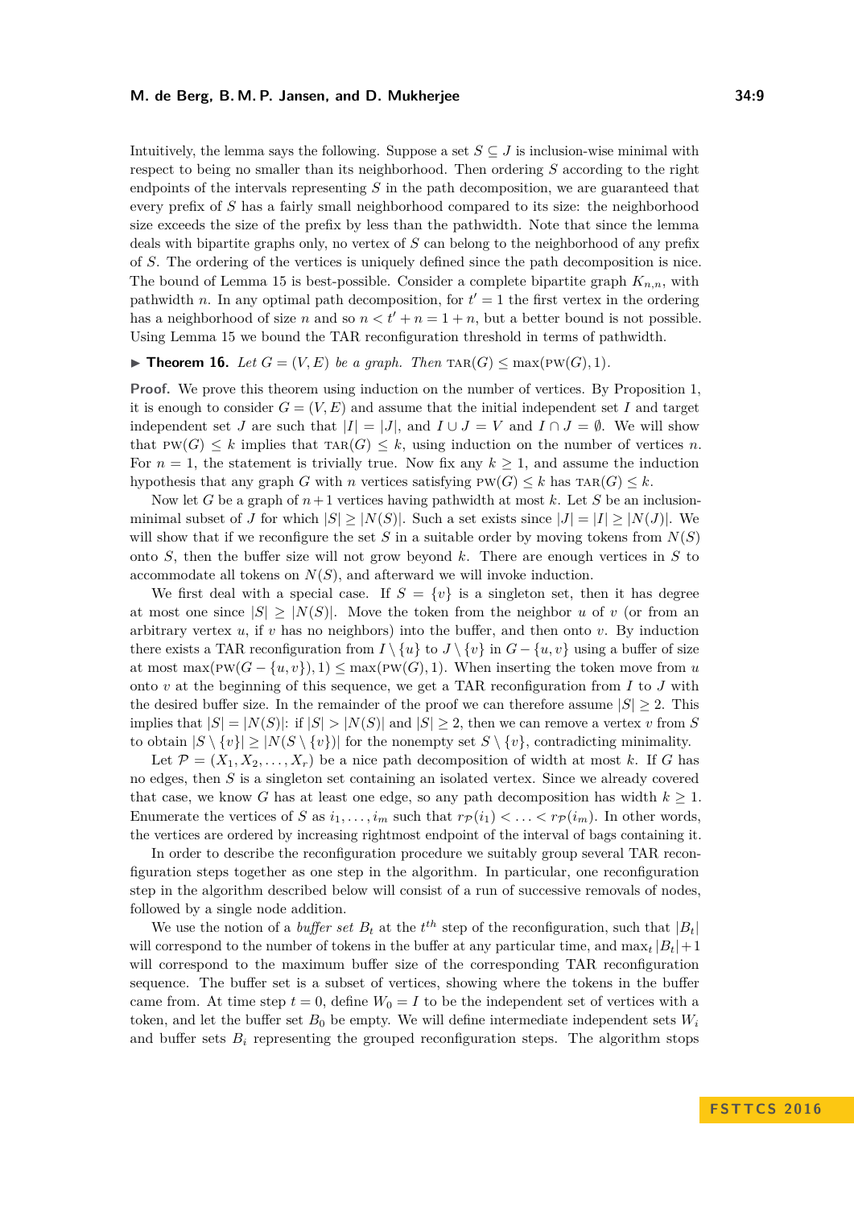Intuitively, the lemma says the following. Suppose a set $S \subseteq J$ is inclusion-wise minimal with respect to being no smaller than its neighborhood. Then ordering $S$ according to the right endpoints of the intervals representing $S$ in the path decomposition, we are guaranteed that every prefix of $S$ has a fairly small neighborhood compared to its size: the neighborhood size exceeds the size of the prefix by less than the pathwidth. Note that since the lemma deals with bipartite graphs only, no vertex of $S$ can belong to the neighborhood of any prefix of $S$. The ordering of the vertices is uniquely defined since the path decomposition is nice. The bound of Lemma 15 is best-possible. Consider a complete bipartite graph $K_{n,n}$, with pathwidth $n$. In any optimal path decomposition, for $t' = 1$ the first vertex in the ordering has a neighborhood of size $n$ and so $n < t' + n = 1 + n$, but a better bound is not possible. Using Lemma 15 we bound the TAR reconfiguration threshold in terms of pathwidth.

▶ **Theorem 16.** *Let $G = (V, E)$ be a graph. Then* $\text{TAR}(G) \leq \max(\text{PW}(G), 1)$.

**Proof.** We prove this theorem using induction on the number of vertices. By Proposition 1, it is enough to consider $G = (V, E)$ and assume that the initial independent set $I$ and target independent set $J$ are such that $|I| = |J|$, and $I \cup J = V$ and $I \cap J = \emptyset$. We will show that $\text{PW}(G) \leq k$ implies that $\text{TAR}(G) \leq k$, using induction on the number of vertices $n$. For $n = 1$, the statement is trivially true. Now fix any $k \geq 1$, and assume the induction hypothesis that any graph $G$ with $n$ vertices satisfying $\text{PW}(G) \leq k$ has $\text{TAR}(G) \leq k$.

Now let $G$ be a graph of $n+1$ vertices having pathwidth at most $k$. Let $S$ be an inclusion-minimal subset of $J$ for which $|S| \geq |N(S)|$. Such a set exists since $|J| = |I| \geq |N(J)|$. We will show that if we reconfigure the set $S$ in a suitable order by moving tokens from $N(S)$ onto $S$, then the buffer size will not grow beyond $k$. There are enough vertices in $S$ to accommodate all tokens on $N(S)$, and afterward we will invoke induction.

We first deal with a special case. If $S = \{v\}$ is a singleton set, then it has degree at most one since $|S| \geq |N(S)|$. Move the token from the neighbor $u$ of $v$ (or from an arbitrary vertex $u$, if $v$ has no neighbors) into the buffer, and then onto $v$. By induction there exists a TAR reconfiguration from $I \setminus \{u\}$ to $J \setminus \{v\}$ in $G - \{u, v\}$ using a buffer of size at most $\max(\text{PW}(G - \{u, v\}), 1) \leq \max(\text{PW}(G), 1)$. When inserting the token move from $u$ onto $v$ at the beginning of this sequence, we get a TAR reconfiguration from $I$ to $J$ with the desired buffer size. In the remainder of the proof we can therefore assume $|S| \geq 2$. This implies that $|S| = |N(S)|$: if $|S| > |N(S)|$ and $|S| \geq 2$, then we can remove a vertex $v$ from $S$ to obtain $|S \setminus \{v\}| \geq |N(S \setminus \{v\})|$ for the nonempty set $S \setminus \{v\}$, contradicting minimality.

Let $\mathcal{P} = (X_1, X_2, \ldots, X_r)$ be a nice path decomposition of width at most $k$. If $G$ has no edges, then $S$ is a singleton set containing an isolated vertex. Since we already covered that case, we know $G$ has at least one edge, so any path decomposition has width $k \geq 1$. Enumerate the vertices of $S$ as $i_1, \ldots, i_m$ such that $r_{\mathcal{P}}(i_1) < \ldots < r_{\mathcal{P}}(i_m)$. In other words, the vertices are ordered by increasing rightmost endpoint of the interval of bags containing it.

In order to describe the reconfiguration procedure we suitably group several TAR reconfiguration steps together as one step in the algorithm. In particular, one reconfiguration step in the algorithm described below will consist of a run of successive removals of nodes, followed by a single node addition.

We use the notion of a *buffer set* $B_t$ at the $t^{th}$ step of the reconfiguration, such that $|B_t|$ will correspond to the number of tokens in the buffer at any particular time, and $\max_t |B_t| + 1$ will correspond to the maximum buffer size of the corresponding TAR reconfiguration sequence. The buffer set is a subset of vertices, showing where the tokens in the buffer came from. At time step $t = 0$, define $W_0 = I$ to be the independent set of vertices with a token, and let the buffer set $B_0$ be empty. We will define intermediate independent sets $W_i$ and buffer sets $B_i$ representing the grouped reconfiguration steps. The algorithm stops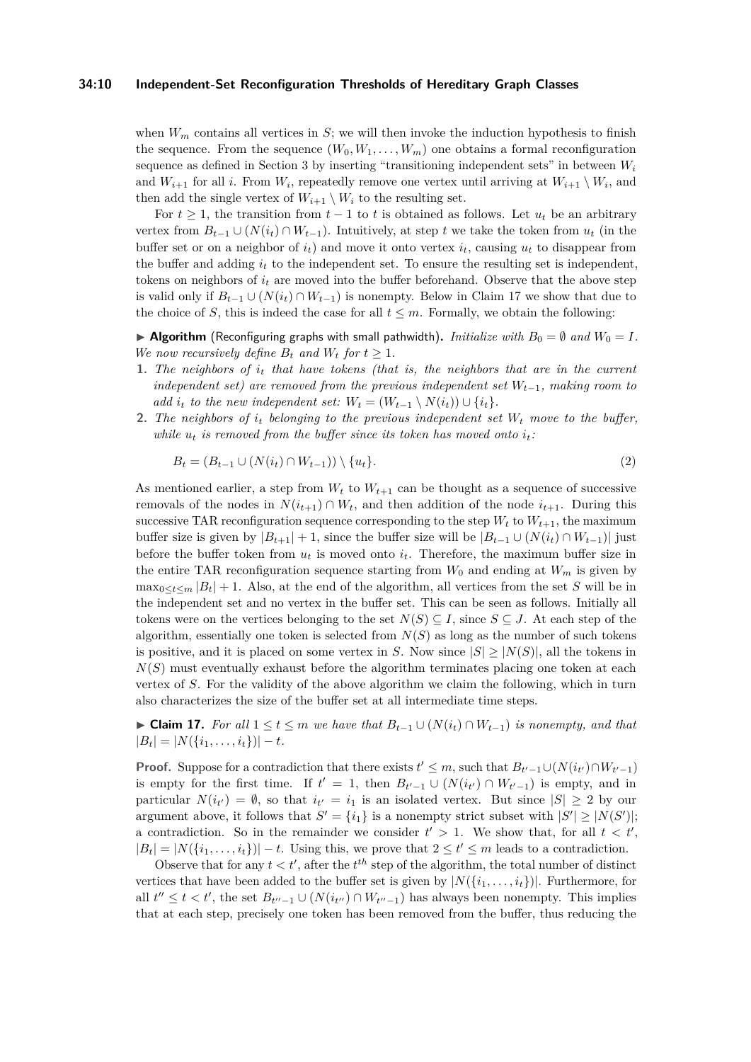when $W_m$ contains all vertices in $S$; we will then invoke the induction hypothesis to finish the sequence. From the sequence $(W_0, W_1, \dots, W_m)$ one obtains a formal reconfiguration sequence as defined in Section 3 by inserting "transitioning independent sets" in between $W_i$ and $W_{i+1}$ for all $i$. From $W_i$, repeatedly remove one vertex until arriving at $W_{i+1} \setminus W_i$, and then add the single vertex of $W_{i+1} \setminus W_i$ to the resulting set.

For $t \geq 1$, the transition from $t-1$ to $t$ is obtained as follows. Let $u_t$ be an arbitrary vertex from $B_{t-1} \cup (N(i_t) \cap W_{t-1})$. Intuitively, at step $t$ we take the token from $u_t$ (in the buffer set or on a neighbor of $i_t$) and move it onto vertex $i_t$, causing $u_t$ to disappear from the buffer and adding $i_t$ to the independent set. To ensure the resulting set is independent, tokens on neighbors of $i_t$ are moved into the buffer beforehand. Observe that the above step is valid only if $B_{t-1} \cup (N(i_t) \cap W_{t-1})$ is nonempty. Below in Claim 17 we show that due to the choice of $S$, this is indeed the case for all $t \leq m$. Formally, we obtain the following:

▶ **Algorithm** (Reconfiguring graphs with small pathwidth)**.** *Initialize with $B_0 = \emptyset$ and $W_0 = I$. We now recursively define $B_t$ and $W_t$ for $t \geq 1$.*

1. *The neighbors of $i_t$ that have tokens (that is, the neighbors that are in the current independent set) are removed from the previous independent set $W_{t-1}$, making room to add $i_t$ to the new independent set: $W_t = (W_{t-1} \setminus N(i_t)) \cup \{i_t\}$.*
2. *The neighbors of $i_t$ belonging to the previous independent set $W_t$ move to the buffer, while $u_t$ is removed from the buffer since its token has moved onto $i_t$:*

$$B_t = (B_{t-1} \cup (N(i_t) \cap W_{t-1})) \setminus \{u_t\}. \tag{2}$$

As mentioned earlier, a step from $W_t$ to $W_{t+1}$ can be thought as a sequence of successive removals of the nodes in $N(i_{t+1}) \cap W_t$, and then addition of the node $i_{t+1}$. During this successive TAR reconfiguration sequence corresponding to the step $W_t$ to $W_{t+1}$, the maximum buffer size is given by $|B_{t+1}| + 1$, since the buffer size will be $|B_{t-1} \cup (N(i_t) \cap W_{t-1})|$ just before the buffer token from $u_t$ is moved onto $i_t$. Therefore, the maximum buffer size in the entire TAR reconfiguration sequence starting from $W_0$ and ending at $W_m$ is given by $\max_{0 \leq t \leq m} |B_t| + 1$. Also, at the end of the algorithm, all vertices from the set $S$ will be in the independent set and no vertex in the buffer set. This can be seen as follows. Initially all tokens were on the vertices belonging to the set $N(S) \subseteq I$, since $S \subseteq J$. At each step of the algorithm, essentially one token is selected from $N(S)$ as long as the number of such tokens is positive, and it is placed on some vertex in $S$. Now since $|S| \geq |N(S)|$, all the tokens in $N(S)$ must eventually exhaust before the algorithm terminates placing one token at each vertex of $S$. For the validity of the above algorithm we claim the following, which in turn also characterizes the size of the buffer set at all intermediate time steps.

▶ **Claim 17.** *For all $1 \leq t \leq m$ we have that $B_{t-1} \cup (N(i_t) \cap W_{t-1})$ is nonempty, and that $|B_t| = |N(\{i_1, \dots, i_t\})| - t$.*

**Proof.** Suppose for a contradiction that there exists $t' \leq m$, such that $B_{t'-1} \cup (N(i_{t'}) \cap W_{t'-1})$ is empty for the first time. If $t' = 1$, then $B_{t'-1} \cup (N(i_{t'}) \cap W_{t'-1})$ is empty, and in particular $N(i_{t'}) = \emptyset$, so that $i_{t'} = i_1$ is an isolated vertex. But since $|S| \geq 2$ by our argument above, it follows that $S' = \{i_1\}$ is a nonempty strict subset with $|S'| \geq |N(S')|$; a contradiction. So in the remainder we consider $t' > 1$. We show that, for all $t < t'$, $|B_t| = |N(\{i_1, \dots, i_t\})| - t$. Using this, we prove that $2 \leq t' \leq m$ leads to a contradiction.

Observe that for any $t < t'$, after the $t^{th}$ step of the algorithm, the total number of distinct vertices that have been added to the buffer set is given by $|N(\{i_1, \dots, i_t\})|$. Furthermore, for all $t'' \leq t < t'$, the set $B_{t''-1} \cup (N(i_{t''}) \cap W_{t''-1})$ has always been nonempty. This implies that at each step, precisely one token has been removed from the buffer, thus reducing the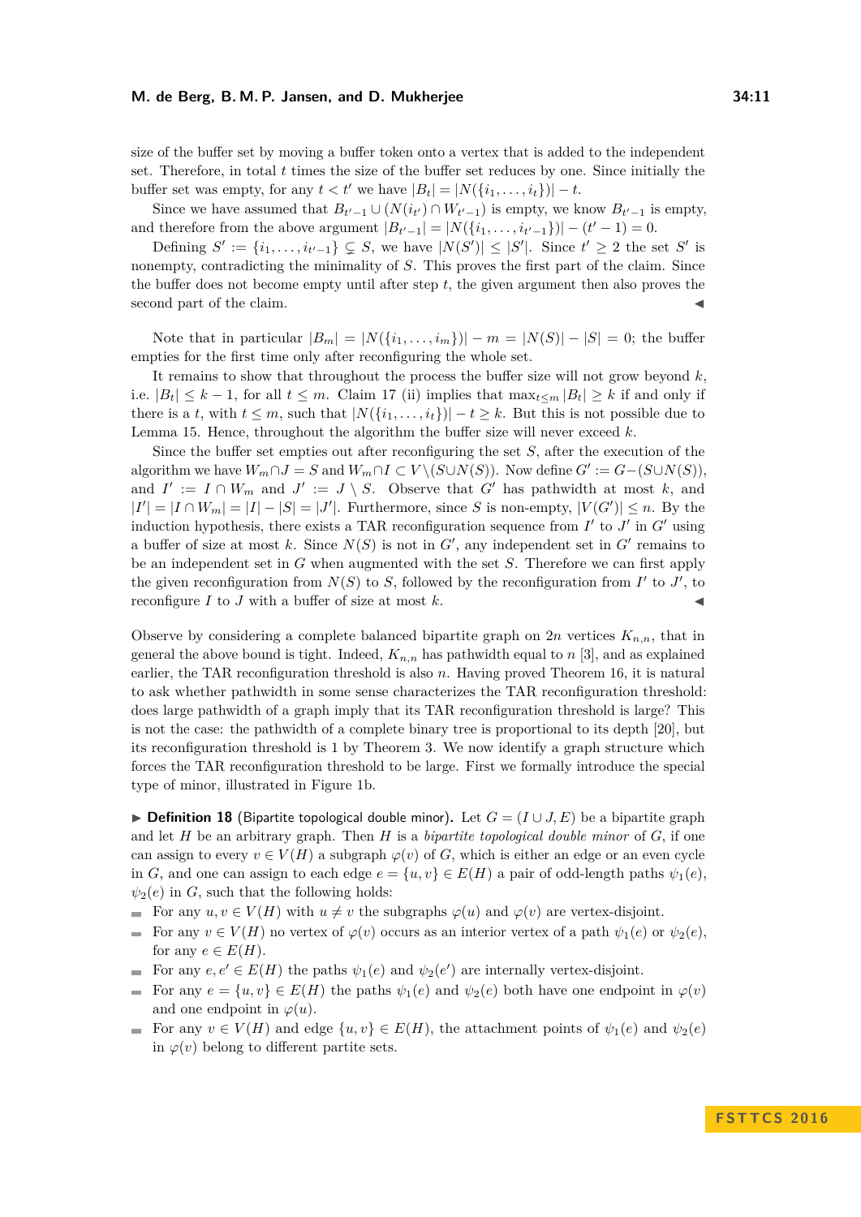size of the buffer set by moving a buffer token onto a vertex that is added to the independent set. Therefore, in total $t$ times the size of the buffer set reduces by one. Since initially the buffer set was empty, for any $t < t'$ we have $|B_t| = |N(\{i_1, \dots, i_t\})| - t$.

Since we have assumed that $B_{t'-1} \cup (N(i_{t'}) \cap W_{t'-1})$ is empty, we know $B_{t'-1}$ is empty, and therefore from the above argument $|B_{t'-1}| = |N(\{i_1, \dots, i_{t'-1}\})| - (t'-1) = 0$.

Defining $S' := \{i_1, \dots, i_{t'-1}\} \subsetneq S$, we have $|N(S')| \leq |S'|$. Since $t' \geq 2$ the set $S'$ is nonempty, contradicting the minimality of $S$. This proves the first part of the claim. Since the buffer does not become empty until after step $t$, the given argument then also proves the second part of the claim. ◂

Note that in particular $|B_m| = |N(\{i_1, \dots, i_m\})| - m = |N(S)| - |S| = 0$; the buffer empties for the first time only after reconfiguring the whole set.

It remains to show that throughout the process the buffer size will not grow beyond $k$, i.e. $|B_t| \leq k-1$, for all $t \leq m$. Claim 17 (ii) implies that $\max_{t \leq m} |B_t| \geq k$ if and only if there is a $t$, with $t \leq m$, such that $|N(\{i_1, \dots, i_t\})| - t \geq k$. But this is not possible due to Lemma 15. Hence, throughout the algorithm the buffer size will never exceed $k$.

Since the buffer set empties out after reconfiguring the set $S$, after the execution of the algorithm we have $W_m \cap J = S$ and $W_m \cap I \subset V \setminus (S \cup N(S))$. Now define $G' := G - (S \cup N(S))$, and $I' := I \cap W_m$ and $J' := J \setminus S$. Observe that $G'$ has pathwidth at most $k$, and $|I'| = |I \cap W_m| = |I| - |S| = |J'|$. Furthermore, since $S$ is non-empty, $|V(G')| \leq n$. By the induction hypothesis, there exists a TAR reconfiguration sequence from $I'$ to $J'$ in $G'$ using a buffer of size at most $k$. Since $N(S)$ is not in $G'$, any independent set in $G'$ remains to be an independent set in $G$ when augmented with the set $S$. Therefore we can first apply the given reconfiguration from $N(S)$ to $S$, followed by the reconfiguration from $I'$ to $J'$, to reconfigure $I$ to $J$ with a buffer of size at most $k$. ◂

Observe by considering a complete balanced bipartite graph on $2n$ vertices $K_{n,n}$, that in general the above bound is tight. Indeed, $K_{n,n}$ has pathwidth equal to $n$ [3], and as explained earlier, the TAR reconfiguration threshold is also $n$. Having proved Theorem 16, it is natural to ask whether pathwidth in some sense characterizes the TAR reconfiguration threshold: does large pathwidth of a graph imply that its TAR reconfiguration threshold is large? This is not the case: the pathwidth of a complete binary tree is proportional to its depth [20], but its reconfiguration threshold is 1 by Theorem 3. We now identify a graph structure which forces the TAR reconfiguration threshold to be large. First we formally introduce the special type of minor, illustrated in Figure 1b.

▶ **Definition 18** (Bipartite topological double minor). Let $G = (I \cup J, E)$ be a bipartite graph and let $H$ be an arbitrary graph. Then $H$ is a *bipartite topological double minor* of $G$, if one can assign to every $v \in V(H)$ a subgraph $\varphi(v)$ of $G$, which is either an edge or an even cycle in $G$, and one can assign to each edge $e = \{u, v\} \in E(H)$ a pair of odd-length paths $\psi_1(e)$, $\psi_2(e)$ in $G$, such that the following holds:

- For any $u, v \in V(H)$ with $u \neq v$ the subgraphs $\varphi(u)$ and $\varphi(v)$ are vertex-disjoint.
- For any $v \in V(H)$ no vertex of $\varphi(v)$ occurs as an interior vertex of a path $\psi_1(e)$ or $\psi_2(e)$, for any $e \in E(H)$.
- For any $e, e' \in E(H)$ the paths $\psi_1(e)$ and $\psi_2(e')$ are internally vertex-disjoint.
- For any $e = \{u, v\} \in E(H)$ the paths $\psi_1(e)$ and $\psi_2(e)$ both have one endpoint in $\varphi(v)$ and one endpoint in $\varphi(u)$.
- For any $v \in V(H)$ and edge $\{u, v\} \in E(H)$, the attachment points of $\psi_1(e)$ and $\psi_2(e)$ in $\varphi(v)$ belong to different partite sets.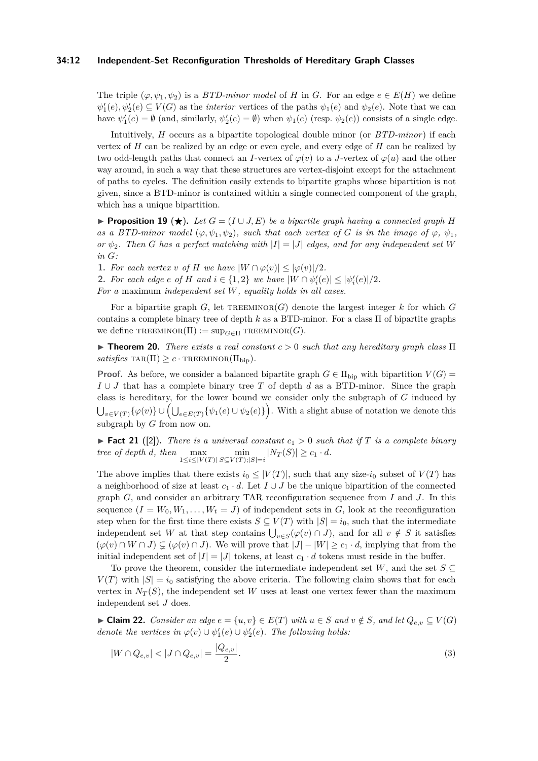The triple $(\varphi, \psi_1, \psi_2)$ is a *BTD-minor model* of $H$ in $G$. For an edge $e \in E(H)$ we define $\psi_1'(e), \psi_2'(e) \subseteq V(G)$ as the *interior* vertices of the paths $\psi_1(e)$ and $\psi_2(e)$. Note that we can have $\psi_1'(e) = \emptyset$ (and, similarly, $\psi_2'(e) = \emptyset$) when $\psi_1(e)$ (resp. $\psi_2(e)$) consists of a single edge.

Intuitively, $H$ occurs as a bipartite topological double minor (or *BTD-minor*) if each vertex of $H$ can be realized by an edge or even cycle, and every edge of $H$ can be realized by two odd-length paths that connect an $I$-vertex of $\varphi(v)$ to a $J$-vertex of $\varphi(u)$ and the other way around, in such a way that these structures are vertex-disjoint except for the attachment of paths to cycles. The definition easily extends to bipartite graphs whose bipartition is not given, since a BTD-minor is contained within a single connected component of the graph, which has a unique bipartition.

▶ **Proposition 19** (★)**.** *Let $G = (I \cup J, E)$ be a bipartite graph having a connected graph $H$ as a BTD-minor model $(\varphi, \psi_1, \psi_2)$, such that each vertex of $G$ is in the image of $\varphi$, $\psi_1$, or $\psi_2$. Then $G$ has a perfect matching with $|I| = |J|$ edges, and for any independent set $W$ in $G$:*

1. *For each vertex $v$ of $H$ we have $|W \cap \varphi(v)| \leq |\varphi(v)|/2$.*
2. *For each edge $e$ of $H$ and $i \in \{1, 2\}$ we have $|W \cap \psi_i'(e)| \leq |\psi_i'(e)|/2$.*

*For a* maximum *independent set $W$, equality holds in all cases.*

For a bipartite graph $G$, let $\text{TREEMINOR}(G)$ denote the largest integer $k$ for which $G$ contains a complete binary tree of depth $k$ as a BTD-minor. For a class $\Pi$ of bipartite graphs we define $\text{TREEMINOR}(\Pi) := \sup_{G \in \Pi} \text{TREEMINOR}(G)$.

▶ **Theorem 20.** *There exists a real constant $c > 0$ such that any hereditary graph class $\Pi$ satisfies $\text{TAR}(\Pi) \geq c \cdot \text{TREEMINOR}(\Pi_{\text{bip}})$.*

**Proof.** As before, we consider a balanced bipartite graph $G \in \Pi_{\text{bip}}$ with bipartition $V(G) = I \cup J$ that has a complete binary tree $T$ of depth $d$ as a BTD-minor. Since the graph class is hereditary, for the lower bound we consider only the subgraph of $G$ induced by $\bigcup_{v \in V(T)} \{\varphi(v)\} \cup \left( \bigcup_{e \in E(T)} \{\psi_1(e) \cup \psi_2(e)\} \right)$. With a slight abuse of notation we denote this subgraph by $G$ from now on.

▶ **Fact 21** ([2])**.** *There is a universal constant $c_1 > 0$ such that if $T$ is a complete binary tree of depth $d$, then $\max_{1 \leq i \leq |V(T)|} \min_{S \subseteq V(T); |S| = i} |N_T(S)| \geq c_1 \cdot d$.*

The above implies that there exists $i_0 \leq |V(T)|$, such that any size-$i_0$ subset of $V(T)$ has a neighborhood of size at least $c_1 \cdot d$. Let $I \cup J$ be the unique bipartition of the connected graph $G$, and consider an arbitrary TAR reconfiguration sequence from $I$ and $J$. In this sequence $(I = W_0, W_1, \ldots, W_t = J)$ of independent sets in $G$, look at the reconfiguration step when for the first time there exists $S \subseteq V(T)$ with $|S| = i_0$, such that the intermediate independent set $W$ at that step contains $\bigcup_{v \in S} (\varphi(v) \cap J)$, and for all $v \notin S$ it satisfies $(\varphi(v) \cap W \cap J) \subsetneq (\varphi(v) \cap J)$. We will prove that $|J| - |W| \geq c_1 \cdot d$, implying that from the initial independent set of $|I| = |J|$ tokens, at least $c_1 \cdot d$ tokens must reside in the buffer.

To prove the theorem, consider the intermediate independent set $W$, and the set $S \subseteq V(T)$ with $|S| = i_0$ satisfying the above criteria. The following claim shows that for each vertex in $N_T(S)$, the independent set $W$ uses at least one vertex fewer than the maximum independent set $J$ does.

▶ **Claim 22.** *Consider an edge $e = \{u, v\} \in E(T)$ with $u \in S$ and $v \notin S$, and let $Q_{e,v} \subseteq V(G)$ denote the vertices in $\varphi(v) \cup \psi_1'(e) \cup \psi_2'(e)$. The following holds:*

$$|W \cap Q_{e,v}| < |J \cap Q_{e,v}| = \frac{|Q_{e,v}|}{2}. \tag{3}$$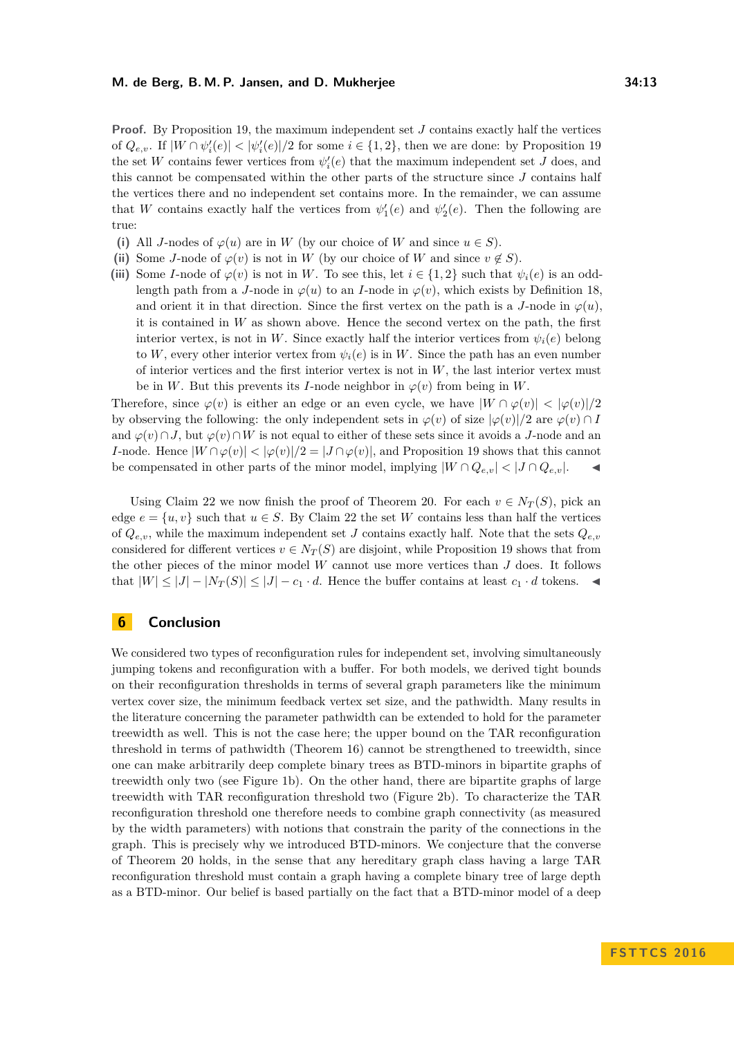**Proof.** By Proposition 19, the maximum independent set $J$ contains exactly half the vertices of $Q_{e,v}$. If $|W \cap \psi_i'(e)| < |\psi_i'(e)|/2$ for some $i \in \{1,2\}$, then we are done: by Proposition 19 the set $W$ contains fewer vertices from $\psi_i'(e)$ that the maximum independent set $J$ does, and this cannot be compensated within the other parts of the structure since $J$ contains half the vertices there and no independent set contains more. In the remainder, we can assume that $W$ contains exactly half the vertices from $\psi_1'(e)$ and $\psi_2'(e)$. Then the following are true:

**(i)** All $J$-nodes of $\varphi(u)$ are in $W$ (by our choice of $W$ and since $u \in S$).

**(ii)** Some $J$-node of $\varphi(v)$ is not in $W$ (by our choice of $W$ and since $v \notin S$).

**(iii)** Some $I$-node of $\varphi(v)$ is not in $W$. To see this, let $i \in \{1,2\}$ such that $\psi_i(e)$ is an odd-length path from a $J$-node in $\varphi(u)$ to an $I$-node in $\varphi(v)$, which exists by Definition 18, and orient it in that direction. Since the first vertex on the path is a $J$-node in $\varphi(u)$, it is contained in $W$ as shown above. Hence the second vertex on the path, the first interior vertex, is not in $W$. Since exactly half the interior vertices from $\psi_i(e)$ belong to $W$, every other interior vertex from $\psi_i(e)$ is in $W$. Since the path has an even number of interior vertices and the first interior vertex is not in $W$, the last interior vertex must be in $W$. But this prevents its $I$-node neighbor in $\varphi(v)$ from being in $W$.

Therefore, since $\varphi(v)$ is either an edge or an even cycle, we have $|W \cap \varphi(v)| < |\varphi(v)|/2$ by observing the following: the only independent sets in $\varphi(v)$ of size $|\varphi(v)|/2$ are $\varphi(v) \cap I$ and $\varphi(v) \cap J$, but $\varphi(v) \cap W$ is not equal to either of these sets since it avoids a $J$-node and an $I$-node. Hence $|W \cap \varphi(v)| < |\varphi(v)|/2 = |J \cap \varphi(v)|$, and Proposition 19 shows that this cannot be compensated in other parts of the minor model, implying $|W \cap Q_{e,v}| < |J \cap Q_{e,v}|$. ◀

Using Claim 22 we now finish the proof of Theorem 20. For each $v \in N_T(S)$, pick an edge $e = \{u, v\}$ such that $u \in S$. By Claim 22 the set $W$ contains less than half the vertices of $Q_{e,v}$, while the maximum independent set $J$ contains exactly half. Note that the sets $Q_{e,v}$ considered for different vertices $v \in N_T(S)$ are disjoint, while Proposition 19 shows that from the other pieces of the minor model $W$ cannot use more vertices than $J$ does. It follows that $|W| \leq |J| - |N_T(S)| \leq |J| - c_1 \cdot d$. Hence the buffer contains at least $c_1 \cdot d$ tokens. ◀

## 6 Conclusion

We considered two types of reconfiguration rules for independent set, involving simultaneously jumping tokens and reconfiguration with a buffer. For both models, we derived tight bounds on their reconfiguration thresholds in terms of several graph parameters like the minimum vertex cover size, the minimum feedback vertex set size, and the pathwidth. Many results in the literature concerning the parameter pathwidth can be extended to hold for the parameter treewidth as well. This is not the case here; the upper bound on the TAR reconfiguration threshold in terms of pathwidth (Theorem 16) cannot be strengthened to treewidth, since one can make arbitrarily deep complete binary trees as BTD-minors in bipartite graphs of treewidth only two (see Figure 1b). On the other hand, there are bipartite graphs of large treewidth with TAR reconfiguration threshold two (Figure 2b). To characterize the TAR reconfiguration threshold one therefore needs to combine graph connectivity (as measured by the width parameters) with notions that constrain the parity of the connections in the graph. This is precisely why we introduced BTD-minors. We conjecture that the converse of Theorem 20 holds, in the sense that any hereditary graph class having a large TAR reconfiguration threshold must contain a graph having a complete binary tree of large depth as a BTD-minor. Our belief is based partially on the fact that a BTD-minor model of a deep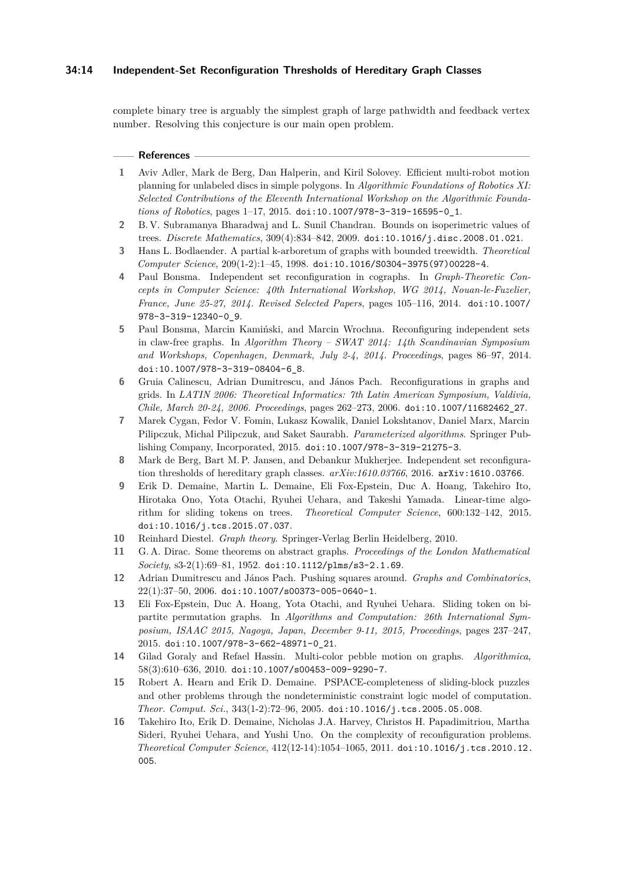complete binary tree is arguably the simplest graph of large pathwidth and feedback vertex number. Resolving this conjecture is our main open problem.

## References

1. Aviv Adler, Mark de Berg, Dan Halperin, and Kiril Solovey. Efficient multi-robot motion planning for unlabeled discs in simple polygons. In *Algorithmic Foundations of Robotics XI: Selected Contributions of the Eleventh International Workshop on the Algorithmic Foundations of Robotics*, pages 1–17, 2015. doi:10.1007/978-3-319-16595-0_1.
2. B. V. Subramanya Bharadwaj and L. Sunil Chandran. Bounds on isoperimetric values of trees. *Discrete Mathematics*, 309(4):834–842, 2009. doi:10.1016/j.disc.2008.01.021.
3. Hans L. Bodlaender. A partial k-arboretum of graphs with bounded treewidth. *Theoretical Computer Science*, 209(1-2):1–45, 1998. doi:10.1016/S0304-3975(97)00228-4.
4. Paul Bonsma. Independent set reconfiguration in cographs. In *Graph-Theoretic Concepts in Computer Science: 40th International Workshop, WG 2014, Nouan-le-Fuzelier, France, June 25-27, 2014. Revised Selected Papers*, pages 105–116, 2014. doi:10.1007/978-3-319-12340-0_9.
5. Paul Bonsma, Marcin Kamiński, and Marcin Wrochna. Reconfiguring independent sets in claw-free graphs. In *Algorithm Theory – SWAT 2014: 14th Scandinavian Symposium and Workshops, Copenhagen, Denmark, July 2-4, 2014. Proceedings*, pages 86–97, 2014. doi:10.1007/978-3-319-08404-6_8.
6. Gruia Calinescu, Adrian Dumitrescu, and János Pach. Reconfigurations in graphs and grids. In *LATIN 2006: Theoretical Informatics: 7th Latin American Symposium, Valdivia, Chile, March 20-24, 2006. Proceedings*, pages 262–273, 2006. doi:10.1007/11682462_27.
7. Marek Cygan, Fedor V. Fomin, Lukasz Kowalik, Daniel Lokshtanov, Daniel Marx, Marcin Pilipczuk, Michal Pilipczuk, and Saket Saurabh. *Parameterized algorithms*. Springer Publishing Company, Incorporated, 2015. doi:10.1007/978-3-319-21275-3.
8. Mark de Berg, Bart M. P. Jansen, and Debankur Mukherjee. Independent set reconfiguration thresholds of hereditary graph classes. *arXiv:1610.03766*, 2016. arXiv:1610.03766.
9. Erik D. Demaine, Martin L. Demaine, Eli Fox-Epstein, Duc A. Hoang, Takehiro Ito, Hirotaka Ono, Yota Otachi, Ryuhei Uehara, and Takeshi Yamada. Linear-time algorithm for sliding tokens on trees. *Theoretical Computer Science*, 600:132–142, 2015. doi:10.1016/j.tcs.2015.07.037.
10. Reinhard Diestel. *Graph theory*. Springer-Verlag Berlin Heidelberg, 2010.
11. G. A. Dirac. Some theorems on abstract graphs. *Proceedings of the London Mathematical Society*, s3-2(1):69–81, 1952. doi:10.1112/plms/s3-2.1.69.
12. Adrian Dumitrescu and János Pach. Pushing squares around. *Graphs and Combinatorics*, 22(1):37–50, 2006. doi:10.1007/s00373-005-0640-1.
13. Eli Fox-Epstein, Duc A. Hoang, Yota Otachi, and Ryuhei Uehara. Sliding token on bipartite permutation graphs. In *Algorithms and Computation: 26th International Symposium, ISAAC 2015, Nagoya, Japan, December 9-11, 2015, Proceedings*, pages 237–247, 2015. doi:10.1007/978-3-662-48971-0_21.
14. Gilad Goraly and Refael Hassin. Multi-color pebble motion on graphs. *Algorithmica*, 58(3):610–636, 2010. doi:10.1007/s00453-009-9290-7.
15. Robert A. Hearn and Erik D. Demaine. PSPACE-completeness of sliding-block puzzles and other problems through the nondeterministic constraint logic model of computation. *Theor. Comput. Sci.*, 343(1-2):72–96, 2005. doi:10.1016/j.tcs.2005.05.008.
16. Takehiro Ito, Erik D. Demaine, Nicholas J.A. Harvey, Christos H. Papadimitriou, Martha Sideri, Ryuhei Uehara, and Yushi Uno. On the complexity of reconfiguration problems. *Theoretical Computer Science*, 412(12-14):1054–1065, 2011. doi:10.1016/j.tcs.2010.12.005.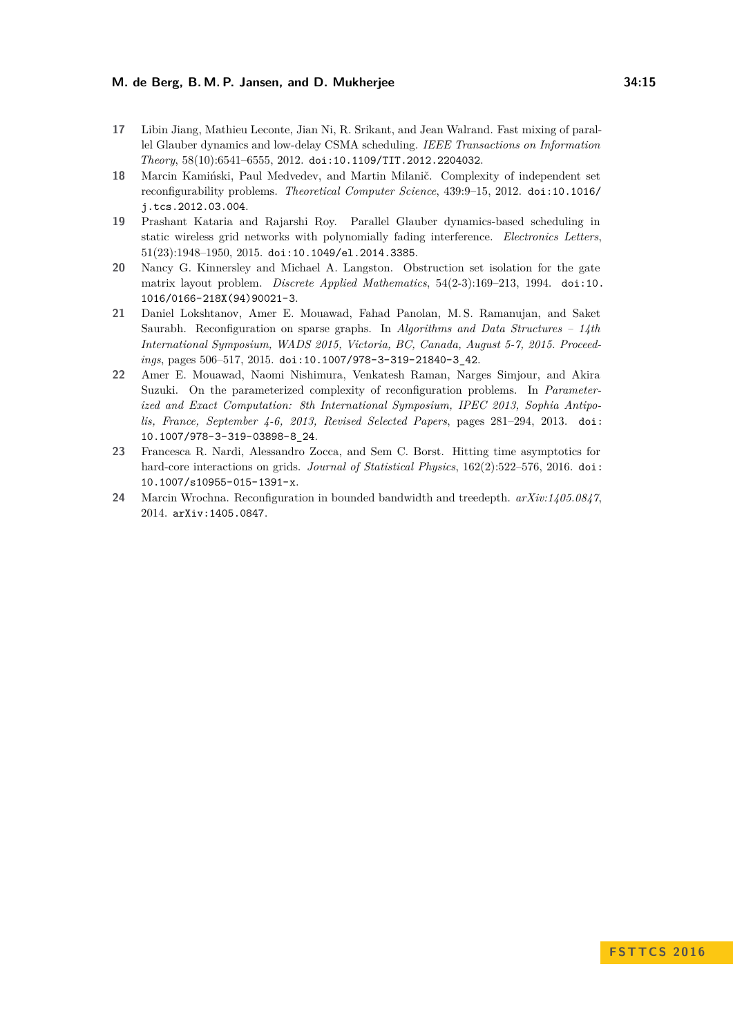17 Libin Jiang, Mathieu Leconte, Jian Ni, R. Srikant, and Jean Walrand. Fast mixing of parallel Glauber dynamics and low-delay CSMA scheduling. *IEEE Transactions on Information Theory*, 58(10):6541–6555, 2012. doi:10.1109/TIT.2012.2204032.

18 Marcin Kamiński, Paul Medvedev, and Martin Milanič. Complexity of independent set reconfigurability problems. *Theoretical Computer Science*, 439:9–15, 2012. doi:10.1016/j.tcs.2012.03.004.

19 Prashant Kataria and Rajarshi Roy. Parallel Glauber dynamics-based scheduling in static wireless grid networks with polynomially fading interference. *Electronics Letters*, 51(23):1948–1950, 2015. doi:10.1049/el.2014.3385.

20 Nancy G. Kinnersley and Michael A. Langston. Obstruction set isolation for the gate matrix layout problem. *Discrete Applied Mathematics*, 54(2-3):169–213, 1994. doi:10.1016/0166-218X(94)90021-3.

21 Daniel Lokshtanov, Amer E. Mouawad, Fahad Panolan, M. S. Ramanujan, and Saket Saurabh. Reconfiguration on sparse graphs. In *Algorithms and Data Structures – 14th International Symposium, WADS 2015, Victoria, BC, Canada, August 5-7, 2015. Proceedings*, pages 506–517, 2015. doi:10.1007/978-3-319-21840-3_42.

22 Amer E. Mouawad, Naomi Nishimura, Venkatesh Raman, Narges Simjour, and Akira Suzuki. On the parameterized complexity of reconfiguration problems. In *Parameterized and Exact Computation: 8th International Symposium, IPEC 2013, Sophia Antipolis, France, September 4-6, 2013, Revised Selected Papers*, pages 281–294, 2013. doi:10.1007/978-3-319-03898-8_24.

23 Francesca R. Nardi, Alessandro Zocca, and Sem C. Borst. Hitting time asymptotics for hard-core interactions on grids. *Journal of Statistical Physics*, 162(2):522–576, 2016. doi:10.1007/s10955-015-1391-x.

24 Marcin Wrochna. Reconfiguration in bounded bandwidth and treedepth. *arXiv:1405.0847*, 2014. arXiv:1405.0847.